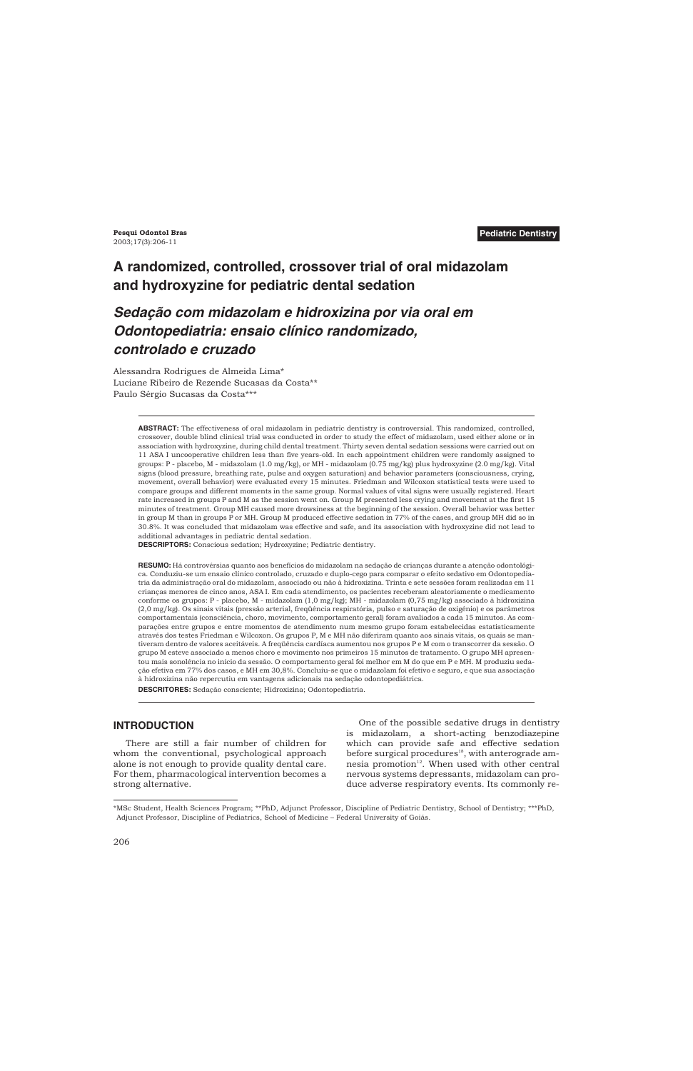Pediatric Dentistry

# A randomized, controlled, crossover trial of oral midazolam and hydroxyzine for pediatric dental sedation

## *Sedação com midazolam e hidroxizina por via oral em Odontopediatria: ensaio clínico randomizado, controlado e cruzado*

Alessandra Rodrigues de Almeida Lima*
Luciane Ribeiro de Rezende Sucasas da Costa**
Paulo Sérgio Sucasas da Costa***

**ABSTRACT:** The effectiveness of oral midazolam in pediatric dentistry is controversial. This randomized, controlled, crossover, double blind clinical trial was conducted in order to study the effect of midazolam, used either alone or in association with hydroxyzine, during child dental treatment. Thirty seven dental sedation sessions were carried out on 11 ASA I uncooperative children less than five years-old. In each appointment children were randomly assigned to groups: P - placebo, M - midazolam (1.0 mg/kg), or MH - midazolam (0.75 mg/kg) plus hydroxyzine (2.0 mg/kg). Vital signs (blood pressure, breathing rate, pulse and oxygen saturation) and behavior parameters (consciousness, crying, movement, overall behavior) were evaluated every 15 minutes. Friedman and Wilcoxon statistical tests were used to compare groups and different moments in the same group. Normal values of vital signs were usually registered. Heart rate increased in groups P and M as the session went on. Group M presented less crying and movement at the first 15 minutes of treatment. Group MH caused more drowsiness at the beginning of the session. Overall behavior was better in group M than in groups P or MH. Group M produced effective sedation in 77% of the cases, and group MH did so in 30.8%. It was concluded that midazolam was effective and safe, and its association with hydroxyzine did not lead to additional advantages in pediatric dental sedation.

**DESCRIPTORS:** Conscious sedation; Hydroxyzine; Pediatric dentistry.

**RESUMO:** Há controvérsias quanto aos benefícios do midazolam na sedação de crianças durante a atenção odontológica. Conduziu-se um ensaio clínico controlado, cruzado e duplo-cego para comparar o efeito sedativo em Odontopediatria da administração oral do midazolam, associado ou não à hidroxizina. Trinta e sete sessões foram realizadas em 11 crianças menores de cinco anos, ASA I. Em cada atendimento, os pacientes receberam aleatoriamente o medicamento conforme os grupos: P - placebo, M - midazolam (1,0 mg/kg); MH - midazolam (0,75 mg/kg) associado à hidroxizina (2,0 mg/kg). Os sinais vitais (pressão arterial, freqüência respiratória, pulso e saturação de oxigênio) e os parâmetros comportamentais (consciência, choro, movimento, comportamento geral) foram avaliados a cada 15 minutos. As comparações entre grupos e entre momentos de atendimento num mesmo grupo foram estabelecidas estatisticamente através dos testes Friedman e Wilcoxon. Os grupos P, M e MH não diferiram quanto aos sinais vitais, os quais se mantiveram dentro de valores aceitáveis. A freqüência cardíaca aumentou nos grupos P e M com o transcorrer da sessão. O grupo M esteve associado a menos choro e movimento nos primeiros 15 minutos de tratamento. O grupo MH apresentou mais sonolência no início da sessão. O comportamento geral foi melhor em M do que em P e MH. M produziu sedação efetiva em 77% dos casos, e MH em 30,8%. Concluiu-se que o midazolam foi efetivo e seguro, e que sua associação à hidroxizina não repercutiu em vantagens adicionais na sedação odontopediátrica.

**DESCRITORES:** Sedação consciente; Hidroxizina; Odontopediatria.

## INTRODUCTION

There are still a fair number of children for whom the conventional, psychological approach alone is not enough to provide quality dental care. For them, pharmacological intervention becomes a strong alternative.

One of the possible sedative drugs in dentistry is midazolam, a short-acting benzodiazepine which can provide safe and effective sedation before surgical procedures[18], with anterograde amnesia promotion[12]. When used with other central nervous systems depressants, midazolam can produce adverse respiratory events. Its commonly re-

---

*MSc Student, Health Sciences Program; **PhD, Adjunct Professor, Discipline of Pediatric Dentistry, School of Dentistry; ***PhD, Adjunct Professor, Discipline of Pediatrics, School of Medicine – Federal University of Goiás.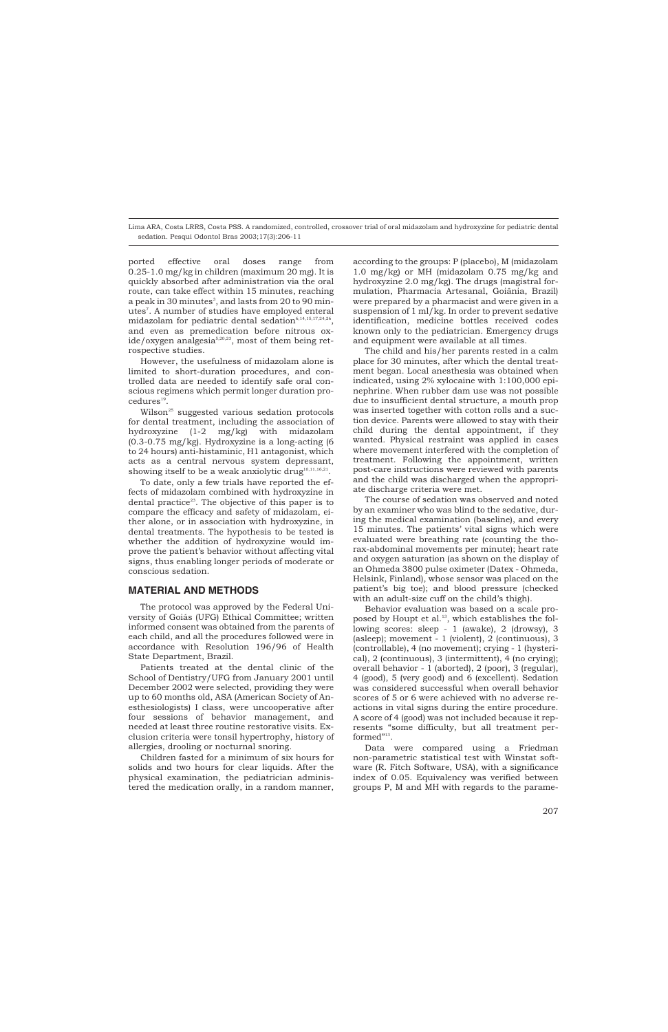ported effective oral doses range from 0.25-1.0 mg/kg in children (maximum 20 mg). It is quickly absorbed after administration via the oral route, can take effect within 15 minutes, reaching a peak in 30 minutes[3], and lasts from 20 to 90 minutes[7]. A number of studies have employed enteral midazolam for pediatric dental sedation[6,14,15,17,24,26], and even as premedication before nitrous oxide/oxygen analgesia[5,20,23], most of them being retrospective studies.

However, the usefulness of midazolam alone is limited to short-duration procedures, and controlled data are needed to identify safe oral conscious regimens which permit longer duration procedures[19].

Wilson[25] suggested various sedation protocols for dental treatment, including the association of hydroxyzine (1-2 mg/kg) with midazolam (0.3-0.75 mg/kg). Hydroxyzine is a long-acting (6 to 24 hours) anti-histaminic, H1 antagonist, which acts as a central nervous system depressant, showing itself to be a weak anxiolytic drug[10,11,16,21].

To date, only a few trials have reported the effects of midazolam combined with hydroxyzine in dental practice[23]. The objective of this paper is to compare the efficacy and safety of midazolam, either alone, or in association with hydroxyzine, in dental treatments. The hypothesis to be tested is whether the addition of hydroxyzine would improve the patient's behavior without affecting vital signs, thus enabling longer periods of moderate or conscious sedation.

## MATERIAL AND METHODS

The protocol was approved by the Federal University of Goiás (UFG) Ethical Committee; written informed consent was obtained from the parents of each child, and all the procedures followed were in accordance with Resolution 196/96 of Health State Department, Brazil.

Patients treated at the dental clinic of the School of Dentistry/UFG from January 2001 until December 2002 were selected, providing they were up to 60 months old, ASA (American Society of Anesthesiologists) I class, were uncooperative after four sessions of behavior management, and needed at least three routine restorative visits. Exclusion criteria were tonsil hypertrophy, history of allergies, drooling or nocturnal snoring.

Children fasted for a minimum of six hours for solids and two hours for clear liquids. After the physical examination, the pediatrician administered the medication orally, in a random manner, according to the groups: P (placebo), M (midazolam 1.0 mg/kg) or MH (midazolam 0.75 mg/kg and hydroxyzine 2.0 mg/kg). The drugs (magistral formulation, Pharmacia Artesanal, Goiânia, Brazil) were prepared by a pharmacist and were given in a suspension of 1 ml/kg. In order to prevent sedative identification, medicine bottles received codes known only to the pediatrician. Emergency drugs and equipment were available at all times.

The child and his/her parents rested in a calm place for 30 minutes, after which the dental treatment began. Local anesthesia was obtained when indicated, using 2% xylocaine with 1:100,000 epinephrine. When rubber dam use was not possible due to insufficient dental structure, a mouth prop was inserted together with cotton rolls and a suction device. Parents were allowed to stay with their child during the dental appointment, if they wanted. Physical restraint was applied in cases where movement interfered with the completion of treatment. Following the appointment, written post-care instructions were reviewed with parents and the child was discharged when the appropriate discharge criteria were met.

The course of sedation was observed and noted by an examiner who was blind to the sedative, during the medical examination (baseline), and every 15 minutes. The patients' vital signs which were evaluated were breathing rate (counting the thorax-abdominal movements per minute); heart rate and oxygen saturation (as shown on the display of an Ohmeda 3800 pulse oximeter (Datex - Ohmeda, Helsink, Finland), whose sensor was placed on the patient's big toe); and blood pressure (checked with an adult-size cuff on the child's thigh).

Behavior evaluation was based on a scale proposed by Houpt et al.[13], which establishes the following scores: sleep - 1 (awake), 2 (drowsy), 3 (asleep); movement - 1 (violent), 2 (continuous), 3 (controllable), 4 (no movement); crying - 1 (hysterical), 2 (continuous), 3 (intermittent), 4 (no crying); overall behavior - 1 (aborted), 2 (poor), 3 (regular), 4 (good), 5 (very good) and 6 (excellent). Sedation was considered successful when overall behavior scores of 5 or 6 were achieved with no adverse reactions in vital signs during the entire procedure. A score of 4 (good) was not included because it represents "some difficulty, but all treatment performed"[13].

Data were compared using a Friedman non-parametric statistical test with Winstat software (R. Fitch Software, USA), with a significance index of 0.05. Equivalency was verified between groups P, M and MH with regards to the parame-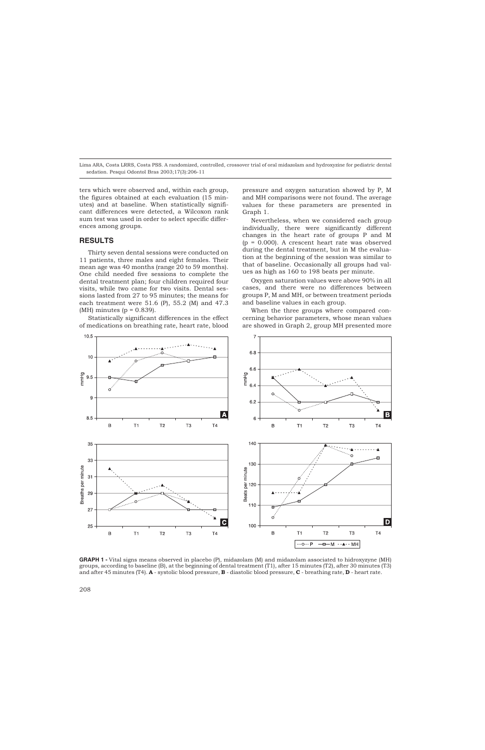ters which were observed and, within each group, the figures obtained at each evaluation (15 minutes) and at baseline. When statistically significant differences were detected, a Wilcoxon rank sum test was used in order to select specific differences among groups.

## RESULTS

Thirty seven dental sessions were conducted on 11 patients, three males and eight females. Their mean age was 40 months (range 20 to 59 months). One child needed five sessions to complete the dental treatment plan; four children required four visits, while two came for two visits. Dental sessions lasted from 27 to 95 minutes; the means for each treatment were 51.6 (P), 55.2 (M) and 47.3 (MH) minutes ($p = 0.839$).

Statistically significant differences in the effect of medications on breathing rate, heart rate, blood pressure and oxygen saturation showed by P, M and MH comparisons were not found. The average values for these parameters are presented in Graph 1.

Nevertheless, when we considered each group individually, there were significantly different changes in the heart rate of groups P and M ($p = 0.000$). A crescent heart rate was observed during the dental treatment, but in M the evaluation at the beginning of the session was similar to that of baseline. Occasionally all groups had values as high as 160 to 198 beats per minute.

Oxygen saturation values were above 90% in all cases, and there were no differences between groups P, M and MH, or between treatment periods and baseline values in each group.

When the three groups where compared concerning behavior parameters, whose mean values are showed in Graph 2, group MH presented more

**GRAPH 1 -** Vital signs means observed in placebo (P), midazolam (M) and midazolam associated to hidroxyzyne (MH) groups, according to baseline (B), at the beginning of dental treatment (T1), after 15 minutes (T2), after 30 minutes (T3) and after 45 minutes (T4). **A** - systolic blood pressure, **B** - diastolic blood pressure, **C** - breathing rate, **D** - heart rate.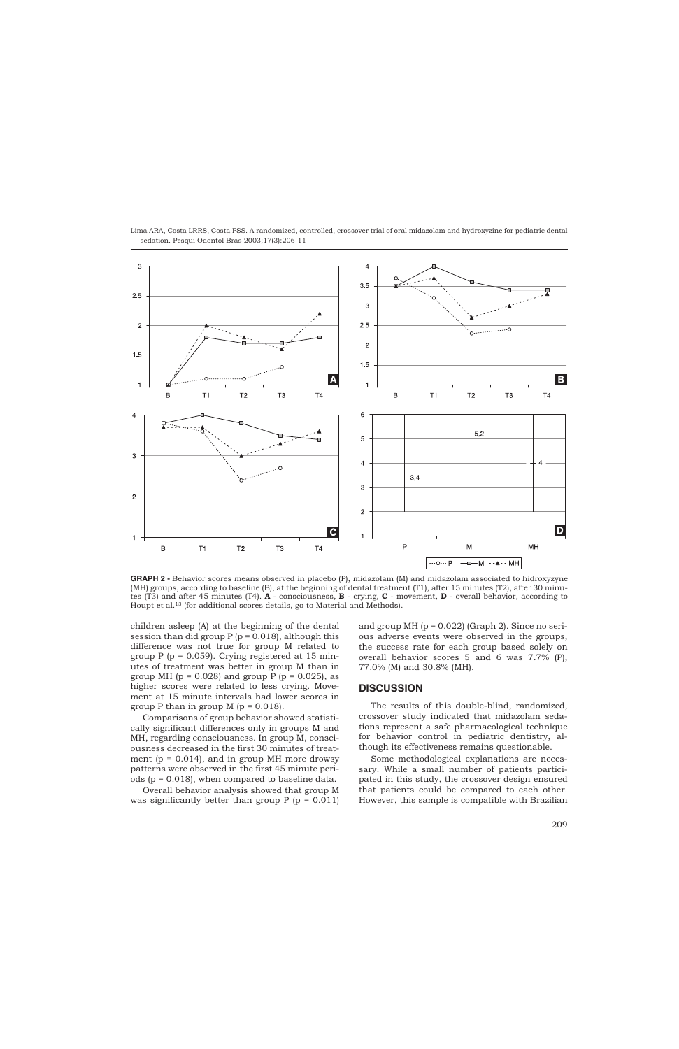**GRAPH 2 -** Behavior scores means observed in placebo (P), midazolam (M) and midazolam associated to hidroxyzyne (MH) groups, according to baseline (B), at the beginning of dental treatment (T1), after 15 minutes (T2), after 30 minutes (T3) and after 45 minutes (T4). **A** - consciousness, **B** - crying, **C** - movement, **D** - overall behavior, according to Houpt et al.[13] (for additional scores details, go to Material and Methods).

children asleep (A) at the beginning of the dental session than did group P ($p = 0.018$), although this difference was not true for group M related to group P ($p = 0.059$). Crying registered at 15 minutes of treatment was better in group M than in group MH ($p = 0.028$) and group P ($p = 0.025$), as higher scores were related to less crying. Movement at 15 minute intervals had lower scores in group P than in group M ($p = 0.018$).

Comparisons of group behavior showed statistically significant differences only in groups M and MH, regarding consciousness. In group M, consciousness decreased in the first 30 minutes of treatment ($p = 0.014$), and in group MH more drowsy patterns were observed in the first 45 minute periods ($p = 0.018$), when compared to baseline data.

Overall behavior analysis showed that group M was significantly better than group P ($p = 0.011$) and group MH ($p = 0.022$) (Graph 2). Since no serious adverse events were observed in the groups, the success rate for each group based solely on overall behavior scores 5 and 6 was 7.7% (P), 77.0% (M) and 30.8% (MH).

## DISCUSSION

The results of this double-blind, randomized, crossover study indicated that midazolam sedations represent a safe pharmacological technique for behavior control in pediatric dentistry, although its effectiveness remains questionable.

Some methodological explanations are necessary. While a small number of patients participated in this study, the crossover design ensured that patients could be compared to each other. However, this sample is compatible with Brazilian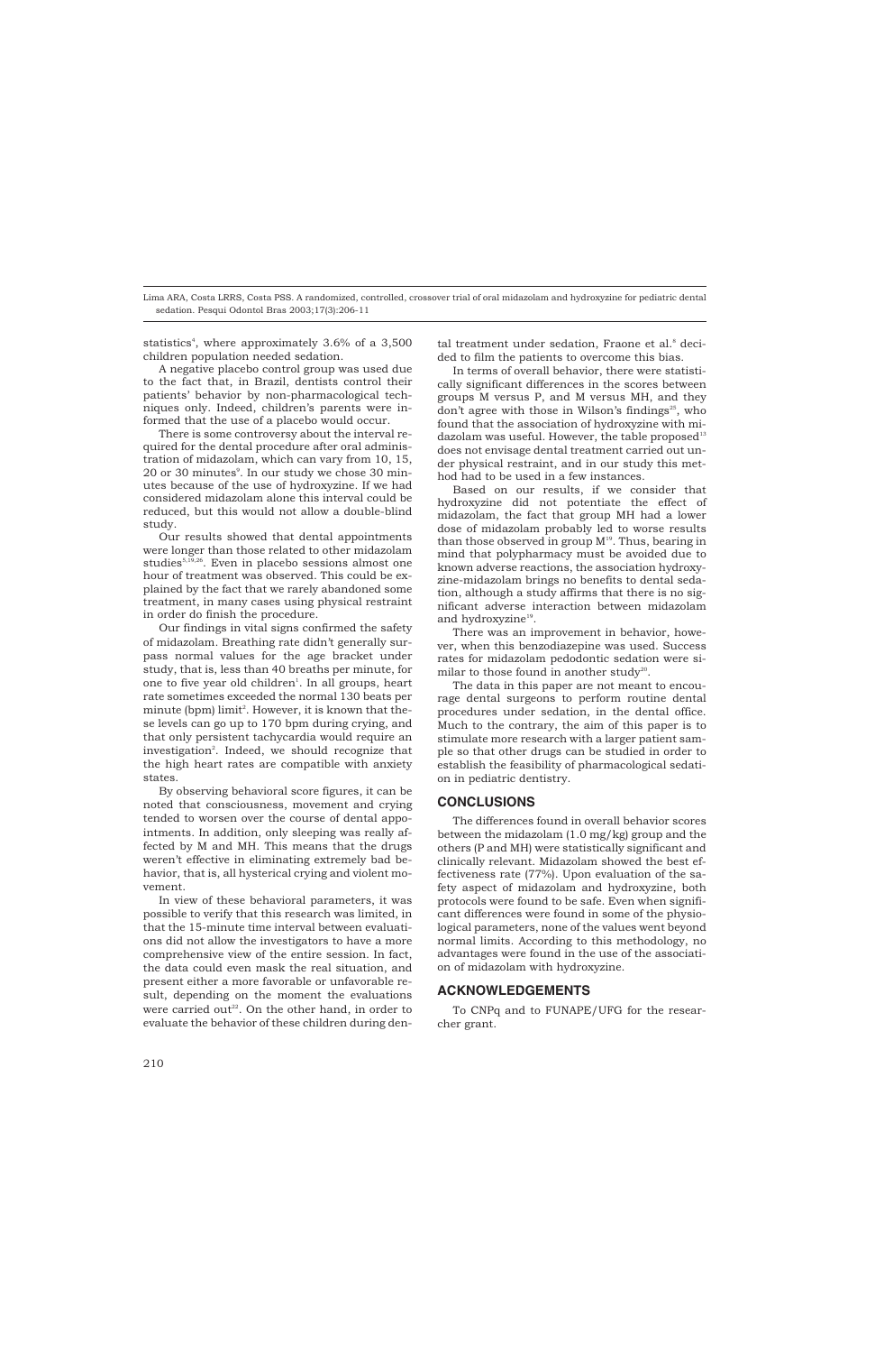statistics[4], where approximately 3.6% of a 3,500 children population needed sedation.

A negative placebo control group was used due to the fact that, in Brazil, dentists control their patients' behavior by non-pharmacological techniques only. Indeed, children's parents were informed that the use of a placebo would occur.

There is some controversy about the interval required for the dental procedure after oral administration of midazolam, which can vary from 10, 15, 20 or 30 minutes[9]. In our study we chose 30 minutes because of the use of hydroxyzine. If we had considered midazolam alone this interval could be reduced, but this would not allow a double-blind study.

Our results showed that dental appointments were longer than those related to other midazolam studies[5,19,26]. Even in placebo sessions almost one hour of treatment was observed. This could be explained by the fact that we rarely abandoned some treatment, in many cases using physical restraint in order do finish the procedure.

Our findings in vital signs confirmed the safety of midazolam. Breathing rate didn't generally surpass normal values for the age bracket under study, that is, less than 40 breaths per minute, for one to five year old children[1]. In all groups, heart rate sometimes exceeded the normal 130 beats per minute (bpm) limit[2]. However, it is known that these levels can go up to 170 bpm during crying, and that only persistent tachycardia would require an investigation[2]. Indeed, we should recognize that the high heart rates are compatible with anxiety states.

By observing behavioral score figures, it can be noted that consciousness, movement and crying tended to worsen over the course of dental appointments. In addition, only sleeping was really affected by M and MH. This means that the drugs weren't effective in eliminating extremely bad behavior, that is, all hysterical crying and violent movement.

In view of these behavioral parameters, it was possible to verify that this research was limited, in that the 15-minute time interval between evaluations did not allow the investigators to have a more comprehensive view of the entire session. In fact, the data could even mask the real situation, and present either a more favorable or unfavorable result, depending on the moment the evaluations were carried out[22]. On the other hand, in order to evaluate the behavior of these children during dental treatment under sedation, Fraone et al.[8] decided to film the patients to overcome this bias.

In terms of overall behavior, there were statistically significant differences in the scores between groups M versus P, and M versus MH, and they don't agree with those in Wilson's findings[25], who found that the association of hydroxyzine with midazolam was useful. However, the table proposed[13] does not envisage dental treatment carried out under physical restraint, and in our study this method had to be used in a few instances.

Based on our results, if we consider that hydroxyzine did not potentiate the effect of midazolam, the fact that group MH had a lower dose of midazolam probably led to worse results than those observed in group M[19]. Thus, bearing in mind that polypharmacy must be avoided due to known adverse reactions, the association hydroxyzine-midazolam brings no benefits to dental sedation, although a study affirms that there is no significant adverse interaction between midazolam and hydroxyzine[19].

There was an improvement in behavior, however, when this benzodiazepine was used. Success rates for midazolam pedodontic sedation were similar to those found in another study[20].

The data in this paper are not meant to encourage dental surgeons to perform routine dental procedures under sedation, in the dental office. Much to the contrary, the aim of this paper is to stimulate more research with a larger patient sample so that other drugs can be studied in order to establish the feasibility of pharmacological sedation in pediatric dentistry.

## CONCLUSIONS

The differences found in overall behavior scores between the midazolam (1.0 mg/kg) group and the others (P and MH) were statistically significant and clinically relevant. Midazolam showed the best effectiveness rate (77%). Upon evaluation of the safety aspect of midazolam and hydroxyzine, both protocols were found to be safe. Even when significant differences were found in some of the physiological parameters, none of the values went beyond normal limits. According to this methodology, no advantages were found in the use of the association of midazolam with hydroxyzine.

## ACKNOWLEDGEMENTS

To CNPq and to FUNAPE/UFG for the researcher grant.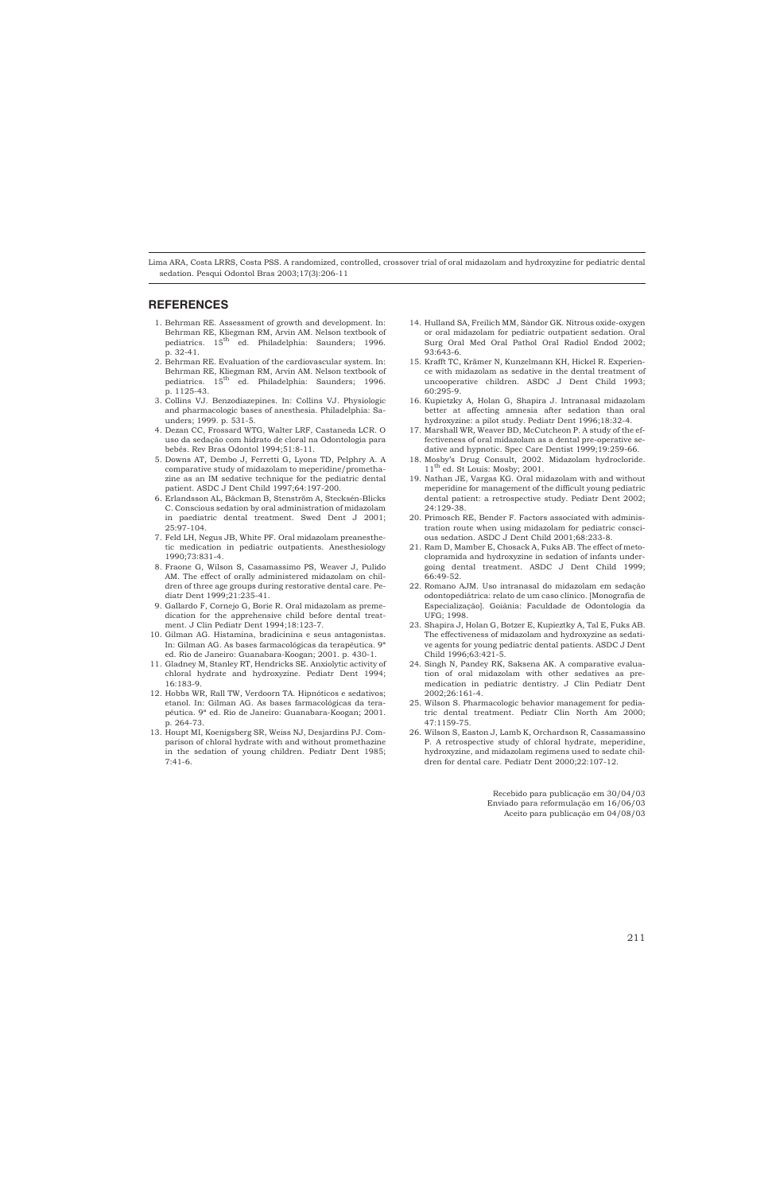Lima ARA, Costa LRRS, Costa PSS. A randomized, controlled, crossover trial of oral midazolam and hydroxyzine for pediatric dental sedation. Pesqui Odontol Bras 2003;17(3):206-11

## REFERENCES

1. Behrman RE. Assessment of growth and development. In: Behrman RE, Kliegman RM, Arvin AM. Nelson textbook of pediatrics. 15th ed. Philadelphia: Saunders; 1996. p. 32-41.
2. Behrman RE. Evaluation of the cardiovascular system. In: Behrman RE, Kliegman RM, Arvin AM. Nelson textbook of pediatrics. 15th ed. Philadelphia: Saunders; 1996. p. 1125-43.
3. Collins VJ. Benzodiazepines. In: Collins VJ. Physiologic and pharmacologic bases of anesthesia. Philadelphia: Saunders; 1999. p. 531-5.
4. Dezan CC, Frossard WTG, Walter LRF, Castaneda LCR. O uso da sedação com hidrato de cloral na Odontologia para bebês. Rev Bras Odontol 1994;51:8-11.
5. Downs AT, Dembo J, Ferretti G, Lyons TD, Pelphry A. A comparative study of midazolam to meperidine/promethazine as an IM sedative technique for the pediatric dental patient. ASDC J Dent Child 1997;64:197-200.
6. Erlandsson AL, Bäckman B, Stenström A, Stecksén-Blicks C. Conscious sedation by oral administration of midazolam in paediatric dental treatment. Swed Dent J 2001; 25:97-104.
7. Feld LH, Negus JB, White PF. Oral midazolam preanesthetic medication in pediatric outpatients. Anesthesiology 1990;73:831-4.
8. Fraone G, Wilson S, Casamassimo PS, Weaver J, Pulido AM. The effect of orally administered midazolam on children of three age groups during restorative dental care. Pediatr Dent 1999;21:235-41.
9. Gallardo F, Cornejo G, Borie R. Oral midazolam as premedication for the apprehensive child before dental treatment. J Clin Pediatr Dent 1994;18:123-7.
10. Gilman AG. Histamina, bradicinina e seus antagonistas. In: Gilman AG. As bases farmacológicas da terapêutica. 9ª ed. Rio de Janeiro: Guanabara-Koogan; 2001. p. 430-1.
11. Gladney M, Stanley RT, Hendricks SE. Anxiolytic activity of chloral hydrate and hydroxyzine. Pediatr Dent 1994; 16:183-9.
12. Hobbs WR, Rall TW, Verdoorn TA. Hipnóticos e sedativos; etanol. In: Gilman AG. As bases farmacológicas da terapêutica. 9ª ed. Rio de Janeiro: Guanabara-Koogan; 2001. p. 264-73.
13. Houpt MI, Koenigsberg SR, Weiss NJ, Desjardins PJ. Comparison of chloral hydrate with and without promethazine in the sedation of young children. Pediatr Dent 1985; 7:41-6.
14. Hulland SA, Freilich MM, Sàndor GK. Nitrous oxide-oxygen or oral midazolam for pediatric outpatient sedation. Oral Surg Oral Med Oral Pathol Oral Radiol Endod 2002; 93:643-6.
15. Krafft TC, Krämer N, Kunzelmann KH, Hickel R. Experience with midazolam as sedative in the dental treatment of uncooperative children. ASDC J Dent Child 1993; 60:295-9.
16. Kupietzky A, Holan G, Shapira J. Intranasal midazolam better at affecting amnesia after sedation than oral hydroxyzine: a pilot study. Pediatr Dent 1996;18:32-4.
17. Marshall WR, Weaver BD, McCutcheon P. A study of the effectiveness of oral midazolam as a dental pre-operative sedative and hypnotic. Spec Care Dentist 1999;19:259-66.
18. Mosby's Drug Consult, 2002. Midazolam hydrocloride. 11th ed. St Louis: Mosby; 2001.
19. Nathan JE, Vargas KG. Oral midazolam with and without meperidine for management of the difficult young pediatric dental patient: a retrospective study. Pediatr Dent 2002; 24:129-38.
20. Primosch RE, Bender F. Factors associated with administration route when using midazolam for pediatric conscious sedation. ASDC J Dent Child 2001;68:233-8.
21. Ram D, Mamber E, Chosack A, Fuks AB. The effect of metoclopramida and hydroxyzine in sedation of infants undergoing dental treatment. ASDC J Dent Child 1999; 66:49-52.
22. Romano AJM. Uso intranasal do midazolam em sedação odontopediátrica: relato de um caso clínico. [Monografia de Especialização]. Goiânia: Faculdade de Odontologia da UFG; 1998.
23. Shapira J, Holan G, Botzer E, Kupieztky A, Tal E, Fuks AB. The effectiveness of midazolam and hydroxyzine as sedative agents for young pediatric dental patients. ASDC J Dent Child 1996;63:421-5.
24. Singh N, Pandey RK, Saksena AK. A comparative evaluation of oral midazolam with other sedatives as premedication in pediatric dentistry. J Clin Pediatr Dent 2002;26:161-4.
25. Wilson S. Pharmacologic behavior management for pediatric dental treatment. Pediatr Clin North Am 2000; 47:1159-75.
26. Wilson S, Easton J, Lamb K, Orchardson R, Cassamassino P. A retrospective study of chloral hydrate, meperidine, hydroxyzine, and midazolam regimens used to sedate children for dental care. Pediatr Dent 2000;22:107-12.

Recebido para publicação em 30/04/03
Enviado para reformulação em 16/06/03
Aceito para publicação em 04/08/03